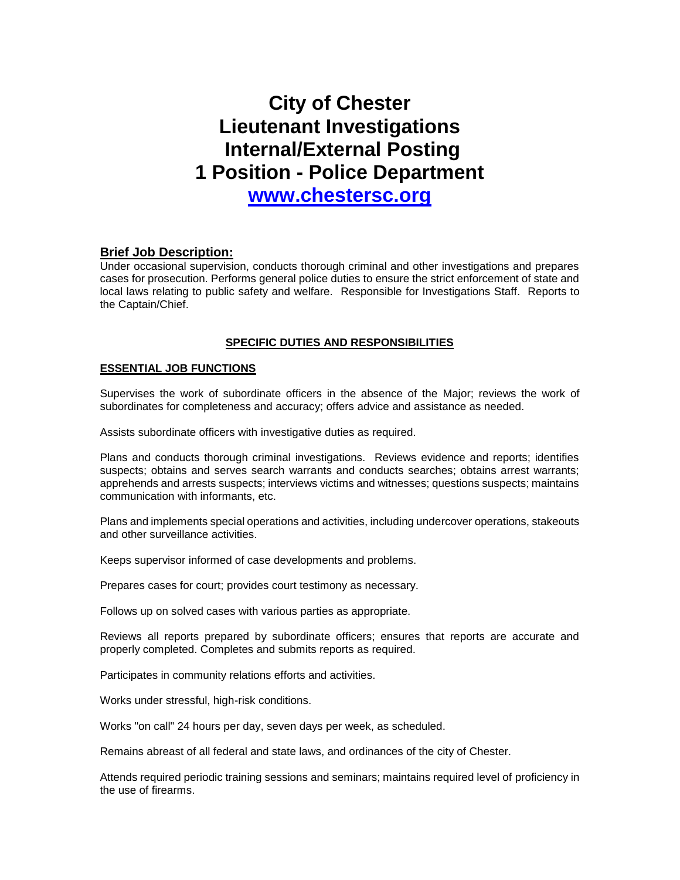# City of Chester
# Lieutenant Investigations
# Internal/External Posting
# 1 Position - Police Department
# [www.chestersc.org](http://www.chestersc.org)

## Brief Job Description:

Under occasional supervision, conducts thorough criminal and other investigations and prepares cases for prosecution. Performs general police duties to ensure the strict enforcement of state and local laws relating to public safety and welfare. Responsible for Investigations Staff. Reports to the Captain/Chief.

### SPECIFIC DUTIES AND RESPONSIBILITIES

#### ESSENTIAL JOB FUNCTIONS

Supervises the work of subordinate officers in the absence of the Major; reviews the work of subordinates for completeness and accuracy; offers advice and assistance as needed.

Assists subordinate officers with investigative duties as required.

Plans and conducts thorough criminal investigations. Reviews evidence and reports; identifies suspects; obtains and serves search warrants and conducts searches; obtains arrest warrants; apprehends and arrests suspects; interviews victims and witnesses; questions suspects; maintains communication with informants, etc.

Plans and implements special operations and activities, including undercover operations, stakeouts and other surveillance activities.

Keeps supervisor informed of case developments and problems.

Prepares cases for court; provides court testimony as necessary.

Follows up on solved cases with various parties as appropriate.

Reviews all reports prepared by subordinate officers; ensures that reports are accurate and properly completed. Completes and submits reports as required.

Participates in community relations efforts and activities.

Works under stressful, high-risk conditions.

Works "on call" 24 hours per day, seven days per week, as scheduled.

Remains abreast of all federal and state laws, and ordinances of the city of Chester.

Attends required periodic training sessions and seminars; maintains required level of proficiency in the use of firearms.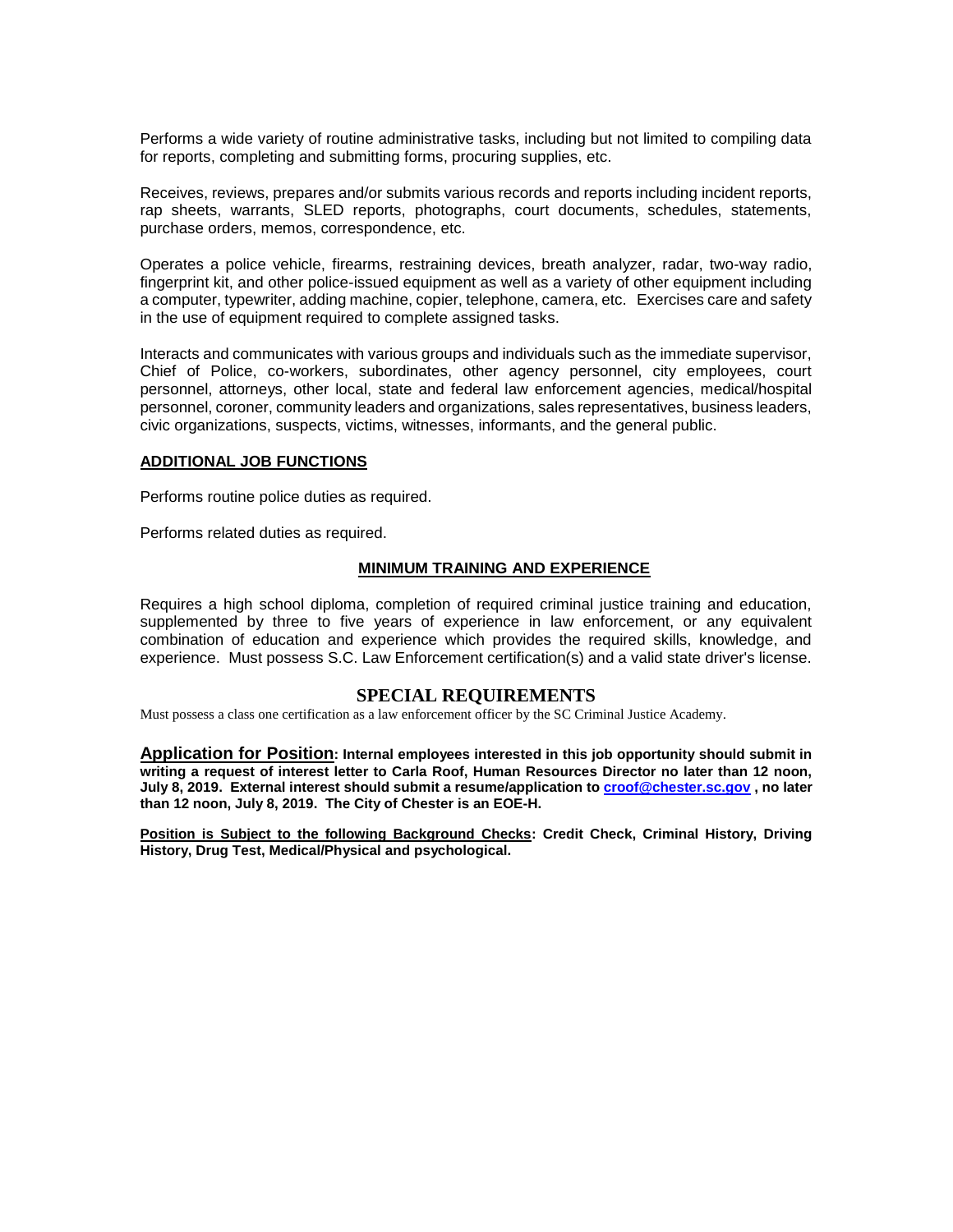Performs a wide variety of routine administrative tasks, including but not limited to compiling data for reports, completing and submitting forms, procuring supplies, etc.

Receives, reviews, prepares and/or submits various records and reports including incident reports, rap sheets, warrants, SLED reports, photographs, court documents, schedules, statements, purchase orders, memos, correspondence, etc.

Operates a police vehicle, firearms, restraining devices, breath analyzer, radar, two-way radio, fingerprint kit, and other police-issued equipment as well as a variety of other equipment including a computer, typewriter, adding machine, copier, telephone, camera, etc. Exercises care and safety in the use of equipment required to complete assigned tasks.

Interacts and communicates with various groups and individuals such as the immediate supervisor, Chief of Police, co-workers, subordinates, other agency personnel, city employees, court personnel, attorneys, other local, state and federal law enforcement agencies, medical/hospital personnel, coroner, community leaders and organizations, sales representatives, business leaders, civic organizations, suspects, victims, witnesses, informants, and the general public.

## ADDITIONAL JOB FUNCTIONS

Performs routine police duties as required.

Performs related duties as required.

## MINIMUM TRAINING AND EXPERIENCE

Requires a high school diploma, completion of required criminal justice training and education, supplemented by three to five years of experience in law enforcement, or any equivalent combination of education and experience which provides the required skills, knowledge, and experience. Must possess S.C. Law Enforcement certification(s) and a valid state driver's license.

## SPECIAL REQUIREMENTS

Must possess a class one certification as a law enforcement officer by the SC Criminal Justice Academy.

**Application for Position: Internal employees interested in this job opportunity should submit in writing a request of interest letter to Carla Roof, Human Resources Director no later than 12 noon, July 8, 2019. External interest should submit a resume/application to croof@chester.sc.gov , no later than 12 noon, July 8, 2019. The City of Chester is an EOE-H.**

**Position is Subject to the following Background Checks: Credit Check, Criminal History, Driving History, Drug Test, Medical/Physical and psychological.**